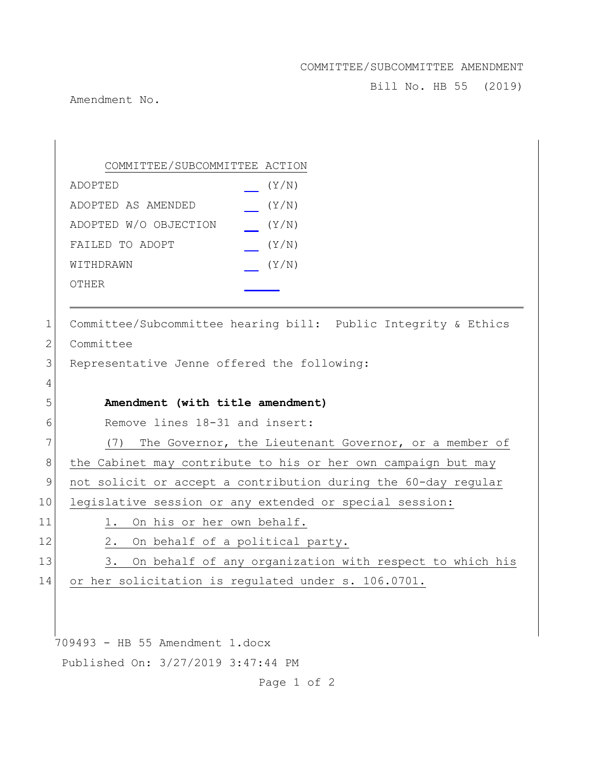COMMITTEE/SUBCOMMITTEE AMENDMENT

Bill No. HB 55 (2019)

Amendment No.

| COMMITTEE/SUBCOMMITTEE ACTION | |
|---|---|
| ADOPTED | __ (Y/N) |
| ADOPTED AS AMENDED | __ (Y/N) |
| ADOPTED W/O OBJECTION | __ (Y/N) |
| FAILED TO ADOPT | __ (Y/N) |
| WITHDRAWN | __ (Y/N) |
| OTHER | ____ |

---

Committee/Subcommittee hearing bill: Public Integrity & Ethics Committee

Representative Jenne offered the following:

**Amendment (with title amendment)**

Remove lines 18-31 and insert:

(7) The Governor, the Lieutenant Governor, or a member of the Cabinet may contribute to his or her own campaign but may not solicit or accept a contribution during the 60-day regular legislative session or any extended or special session:

1. On his or her own behalf.

2. On behalf of a political party.

3. On behalf of any organization with respect to which his or her solicitation is regulated under s. 106.0701.

709493 - HB 55 Amendment 1.docx

Published On: 3/27/2019 3:47:44 PM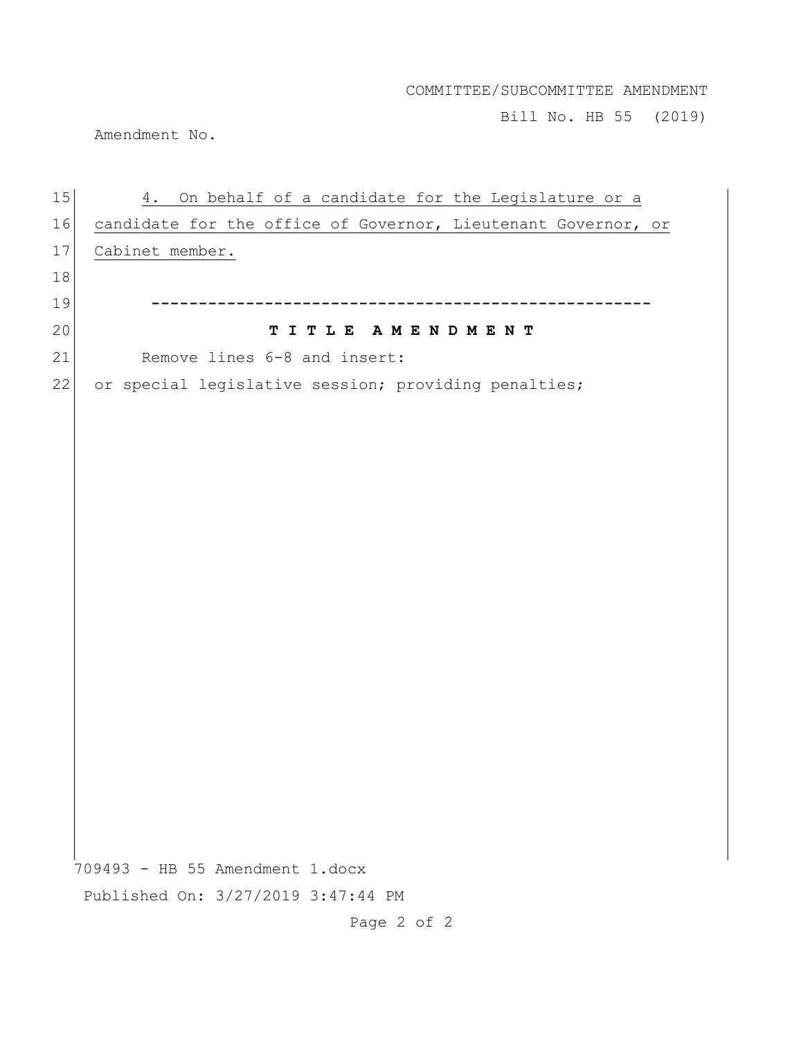4. On behalf of a candidate for the Legislature or a candidate for the office of Governor, Lieutenant Governor, or Cabinet member.

-----------------------------------------------------

**T I T L E A M E N D M E N T**

Remove lines 6-8 and insert:

or special legislative session; providing penalties;

709493 - HB 55 Amendment 1.docx

Published On: 3/27/2019 3:47:44 PM